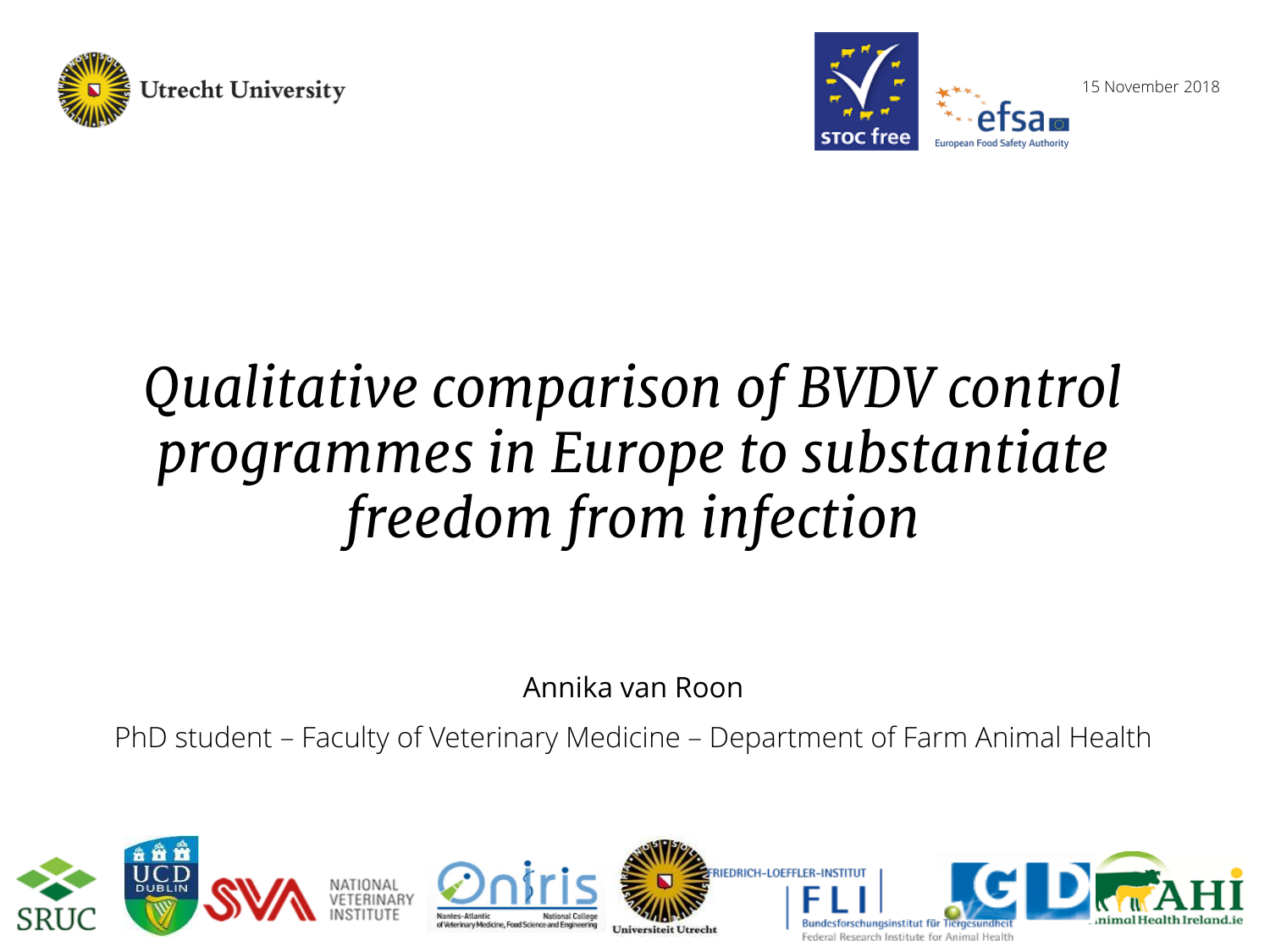15 November 2018

# *Qualitative comparison of BVDV control programmes in Europe to substantiate freedom from infection*

Annika van Roon

PhD student – Faculty of Veterinary Medicine – Department of Farm Animal Health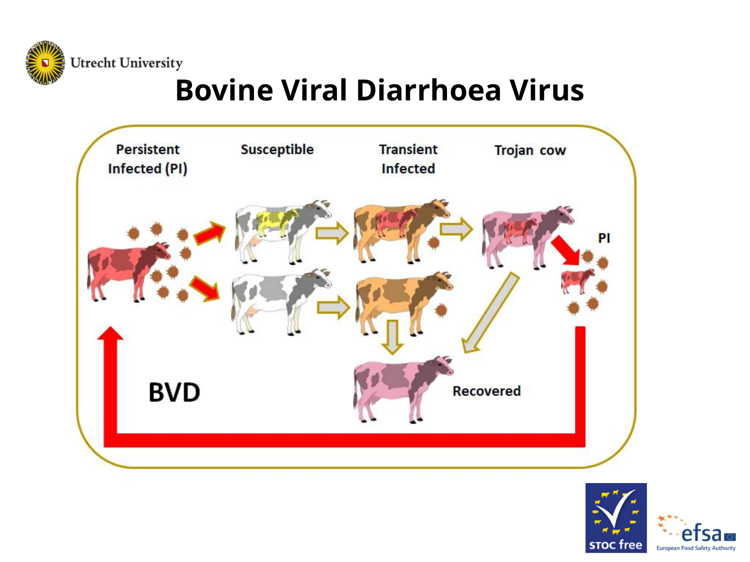# Bovine Viral Diarrhoea Virus

Persistent Infected (PI)

Susceptible

Transient Infected

Trojan cow

PI

Recovered

BVD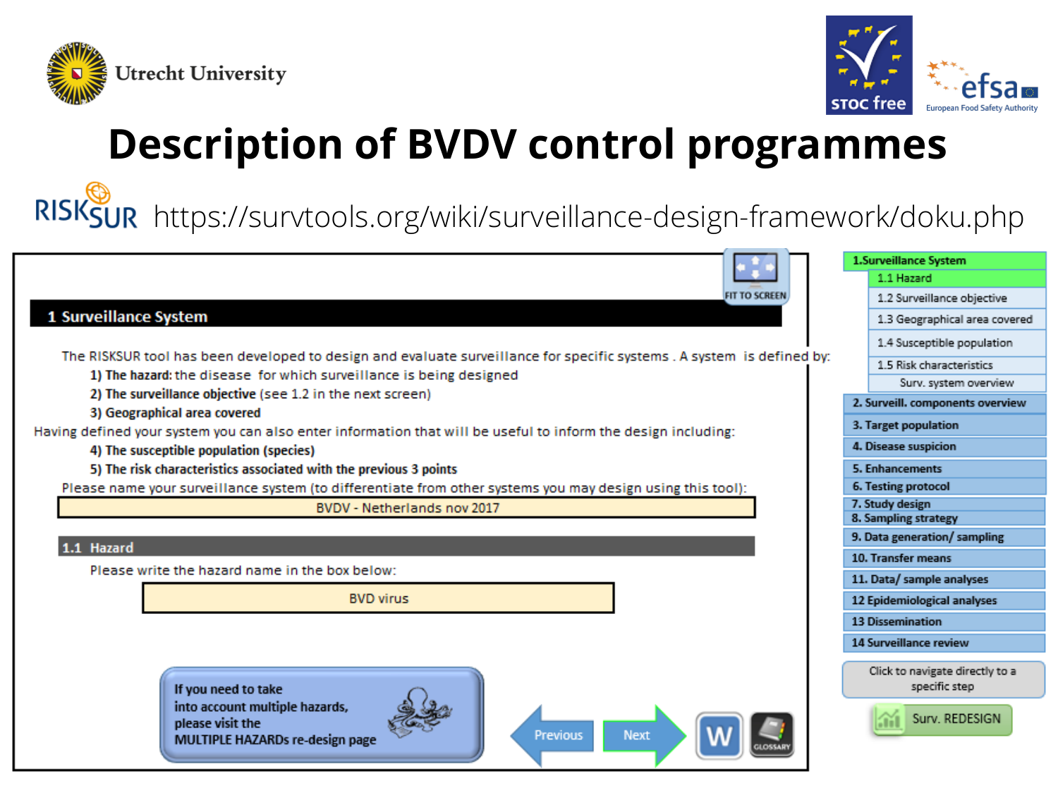Utrecht University

STOC free

efsa European Food Safety Authority

# Description of BVDV control programmes

RISKSUR https://survtools.org/wiki/surveillance-design-framework/doku.php

FIT TO SCREEN

## 1 Surveillance System

The RISKSUR tool has been developed to design and evaluate surveillance for specific systems . A system is defined by:

1) **The hazard:** the disease for which surveillance is being designed
2) **The surveillance objective** (see 1.2 in the next screen)
3) **Geographical area covered**

Having defined your system you can also enter information that will be useful to inform the design including:

4) **The susceptible population (species)**
5) **The risk characteristics associated with the previous 3 points**

Please name your surveillance system (to differentiate from other systems you may design using this tool):

BVDV - Netherlands nov 2017

### 1.1 Hazard

Please write the hazard name in the box below:

BVD virus

**If you need to take into account multiple hazards, please visit the MULTIPLE HAZARDs re-design page**

Previous | Next | W | GLOSSARY

- **1.Surveillance System**
  - 1.1 Hazard
  - 1.2 Surveillance objective
  - 1.3 Geographical area covered
  - 1.4 Susceptible population
  - 1.5 Risk characteristics
  - Surv. system overview
- **2. Surveill. components overview**
- **3. Target population**
- **4. Disease suspicion**
- **5. Enhancements**
- **6. Testing protocol**
- **7. Study design**
- **8. Sampling strategy**
- **9. Data generation/ sampling**
- **10. Transfer means**
- **11. Data/ sample analyses**
- **12 Epidemiological analyses**
- **13 Dissemination**
- **14 Surveillance review**

Click to navigate directly to a specific step

Surv. REDESIGN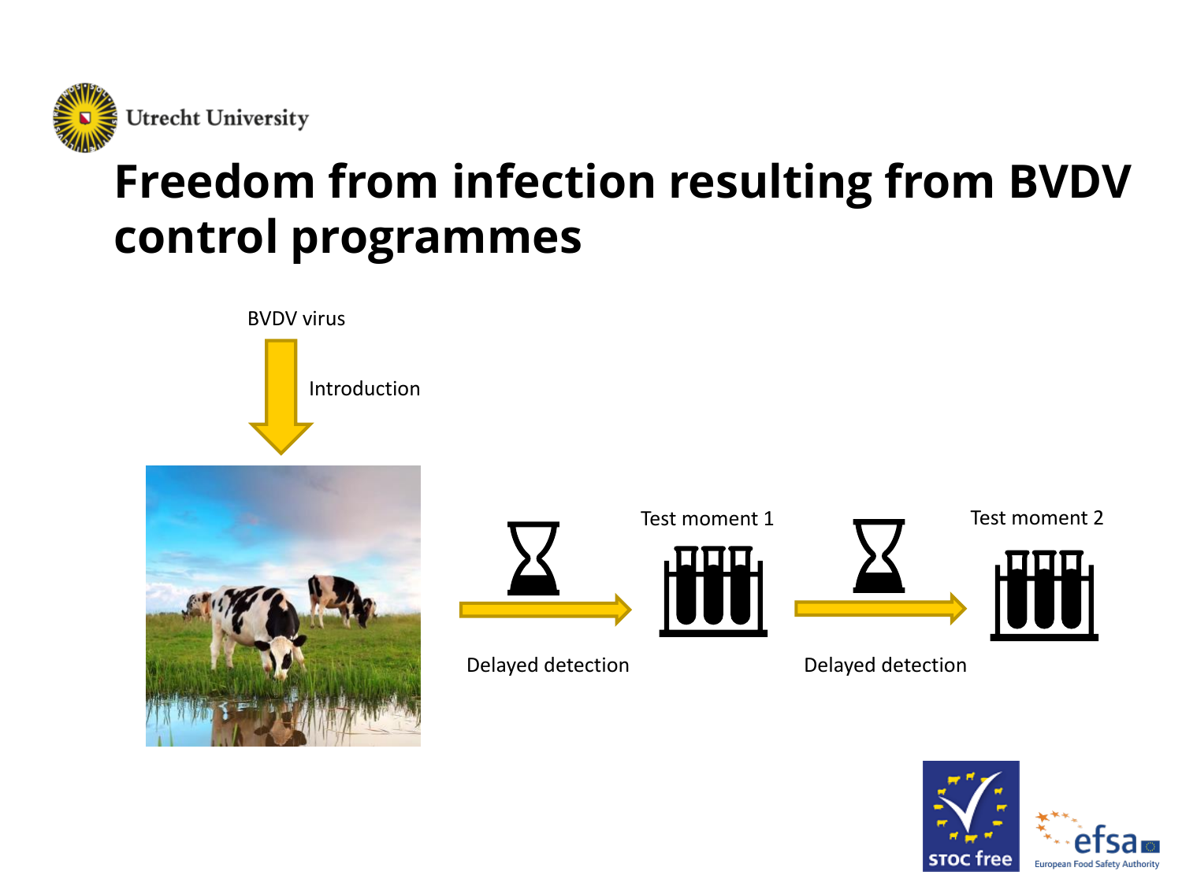# Freedom from infection resulting from BVDV control programmes

BVDV virus

Introduction

Delayed detection

Test moment 1

Delayed detection

Test moment 2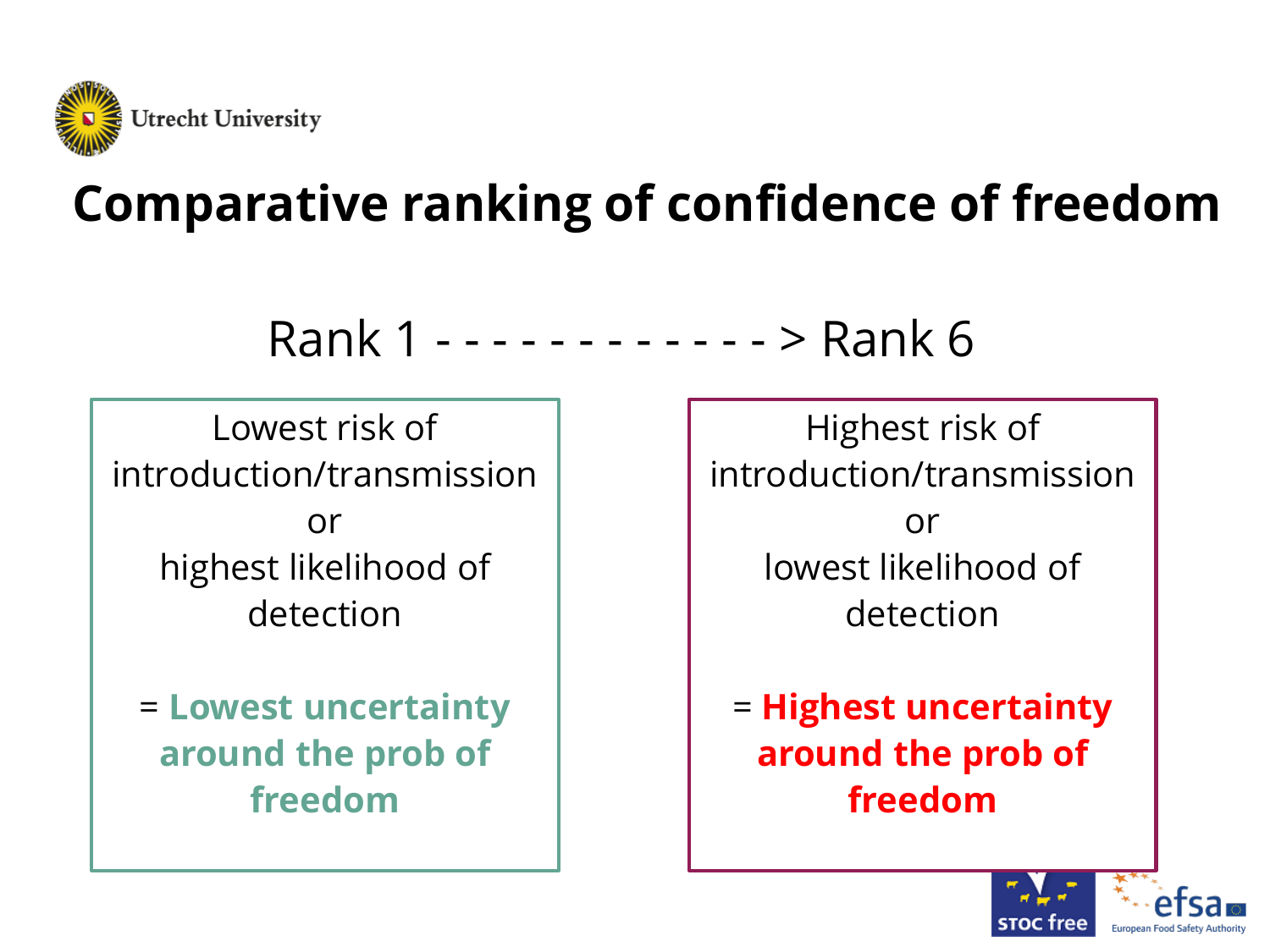# Comparative ranking of confidence of freedom

Rank 1 - - - - - - - - - - - - - > Rank 6

| Lowest risk of introduction/transmission or highest likelihood of detection = **Lowest uncertainty around the prob of freedom** | Highest risk of introduction/transmission or lowest likelihood of detection = **Highest uncertainty around the prob of freedom** |
|---|---|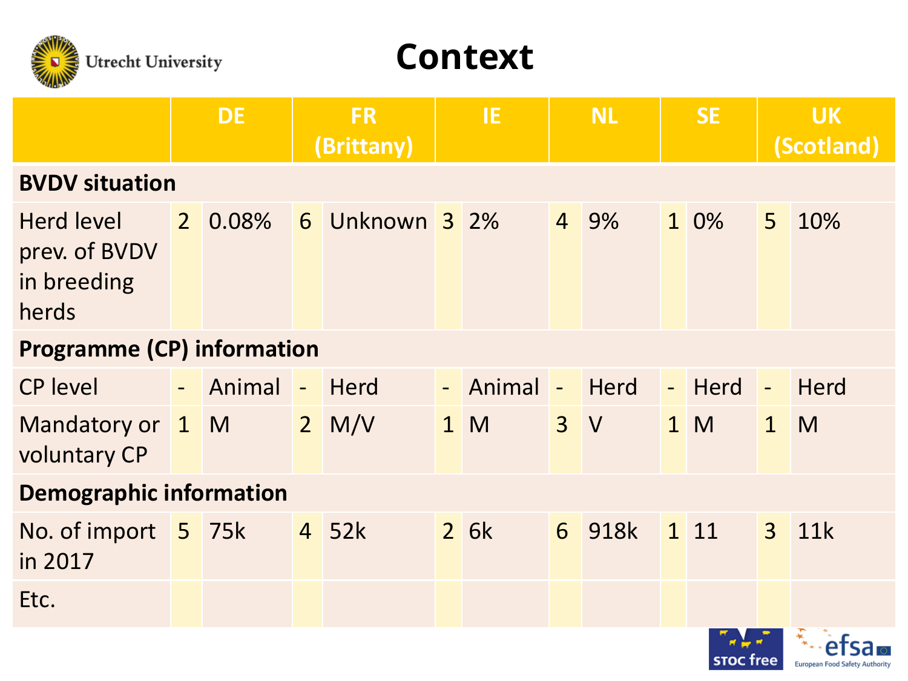# Context

| | DE | | FR (Brittany) | | IE | | NL | | SE | | UK (Scotland) | |
|---|---|---|---|---|---|---|---|---|---|---|---|---|
| **BVDV situation** | | | | | | | | | | | | |
| Herd level prev. of BVDV in breeding herds | 2 | 0.08% | 6 | Unknown | 3 | 2% | 4 | 9% | 1 | 0% | 5 | 10% |
| **Programme (CP) information** | | | | | | | | | | | | |
| CP level | - | Animal | - | Herd | - | Animal | - | Herd | - | Herd | - | Herd |
| Mandatory or voluntary CP | 1 | M | 2 | M/V | 1 | M | 3 | V | 1 | M | 1 | M |
| **Demographic information** | | | | | | | | | | | | |
| No. of import in 2017 | 5 | 75k | 4 | 52k | 2 | 6k | 6 | 918k | 1 | 11 | 3 | 11k |
| Etc. | | | | | | | | | | | | |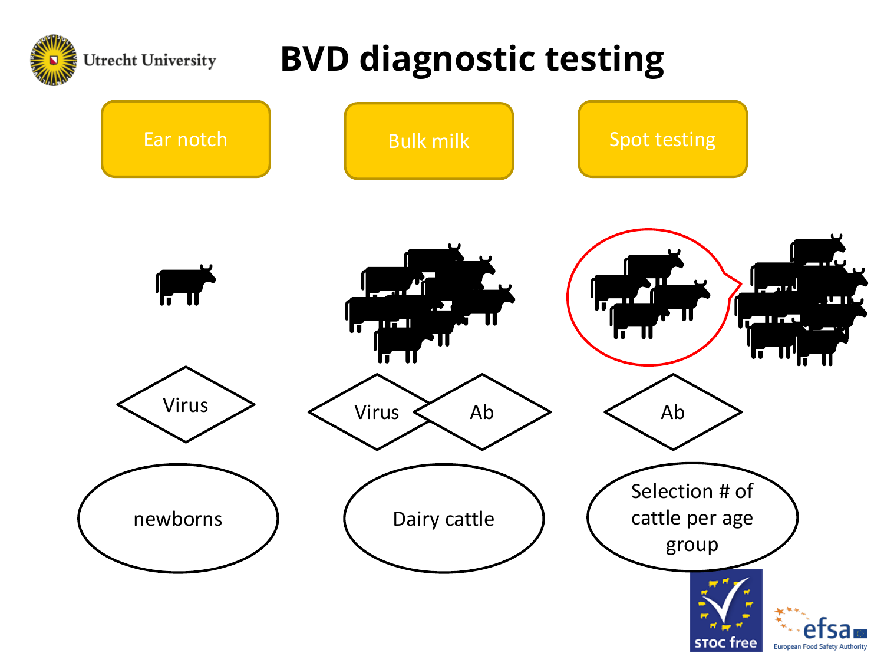# BVD diagnostic testing

| Ear notch | Bulk milk | Spot testing |
|---|---|---|
| Virus | Virus, Ab | Ab |
| newborns | Dairy cattle | Selection # of cattle per age group |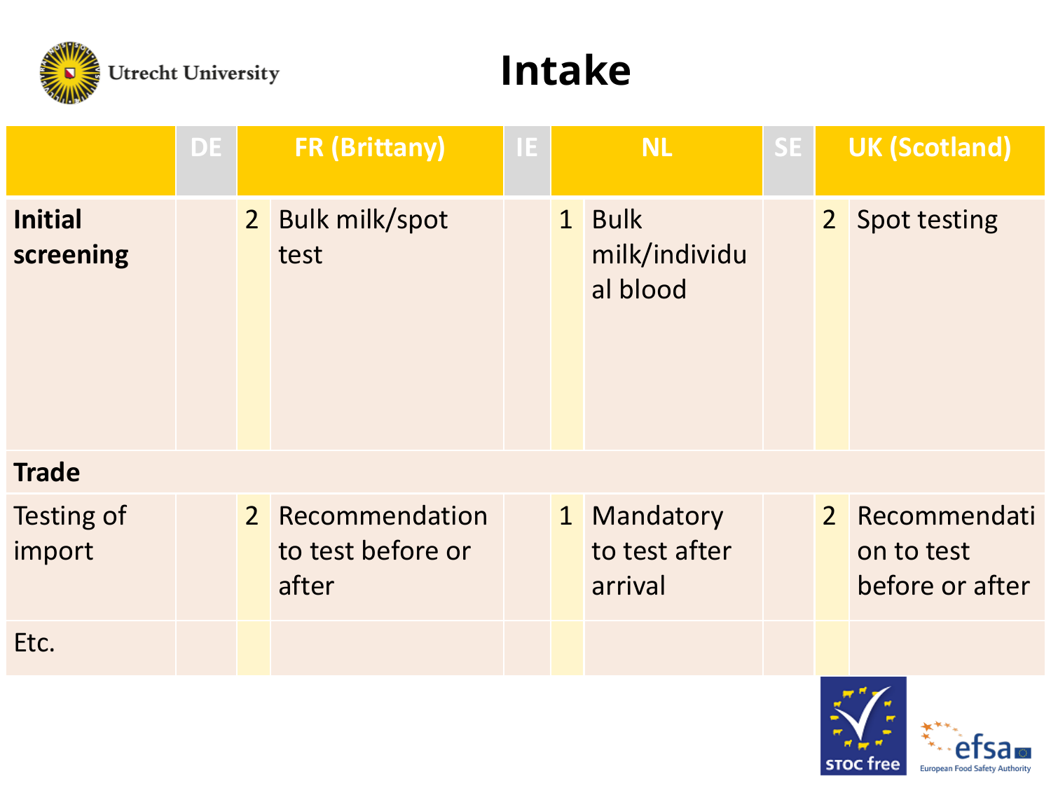# Intake

| | DE | FR (Brittany) | | IE | NL | | SE | UK (Scotland) | |
|---|---|---|---|---|---|---|---|---|---|
| **Initial screening** | | 2 | Bulk milk/spot test | | 1 | Bulk milk/individual blood | | 2 | Spot testing |
| **Trade** | | | | | | | | | |
| Testing of import | | 2 | Recommendation to test before or after | | 1 | Mandatory to test after arrival | | 2 | Recommendation to test before or after |
| Etc. | | | | | | | | | |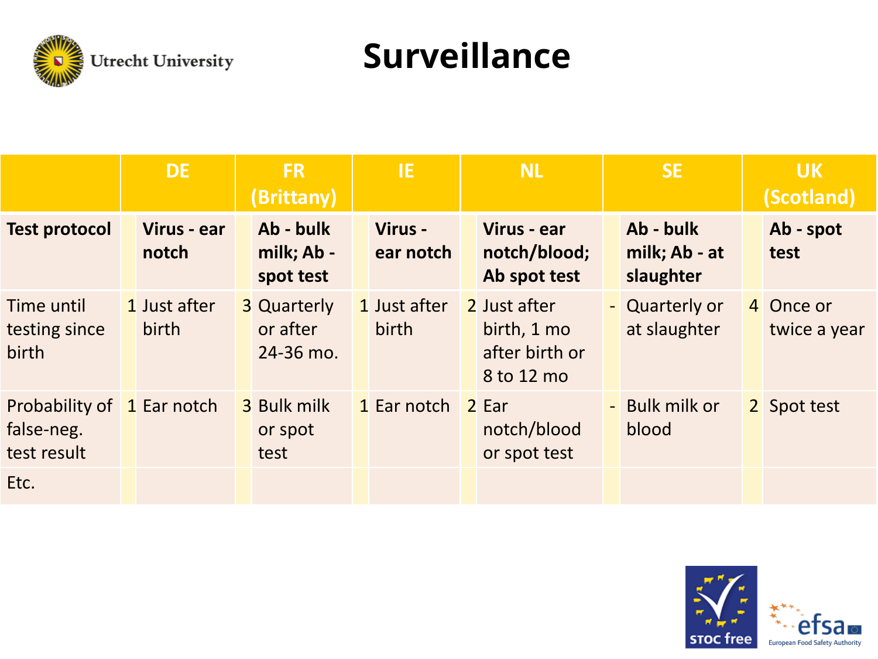# Surveillance

| | DE | | FR (Brittany) | | IE | | NL | | SE | | UK (Scotland) | |
|---|---|---|---|---|---|---|---|---|---|---|---|---|
| **Test protocol** | | **Virus - ear notch** | | **Ab - bulk milk; Ab - spot test** | | **Virus - ear notch** | | **Virus - ear notch/blood; Ab spot test** | | **Ab - bulk milk; Ab - at slaughter** | | **Ab - spot test** |
| Time until testing since birth | 1 | Just after birth | 3 | Quarterly or after 24-36 mo. | 1 | Just after birth | 2 | Just after birth, 1 mo after birth or 8 to 12 mo | - | Quarterly or at slaughter | 4 | Once or twice a year |
| Probability of false-neg. test result | 1 | Ear notch | 3 | Bulk milk or spot test | 1 | Ear notch | 2 | Ear notch/blood or spot test | - | Bulk milk or blood | 2 | Spot test |
| Etc. | | | | | | | | | | | | |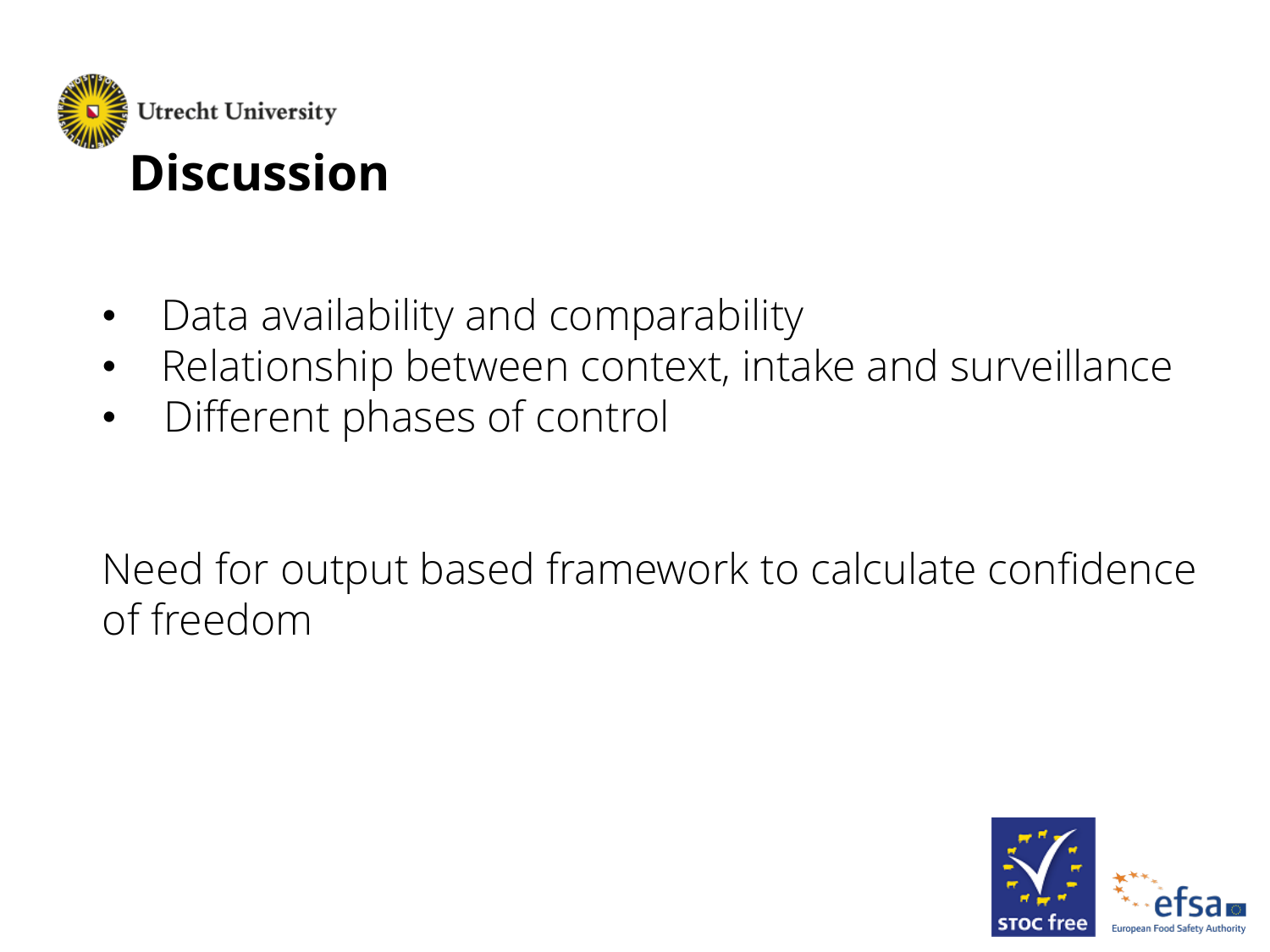# Discussion

- Data availability and comparability
- Relationship between context, intake and surveillance
- Different phases of control

Need for output based framework to calculate confidence of freedom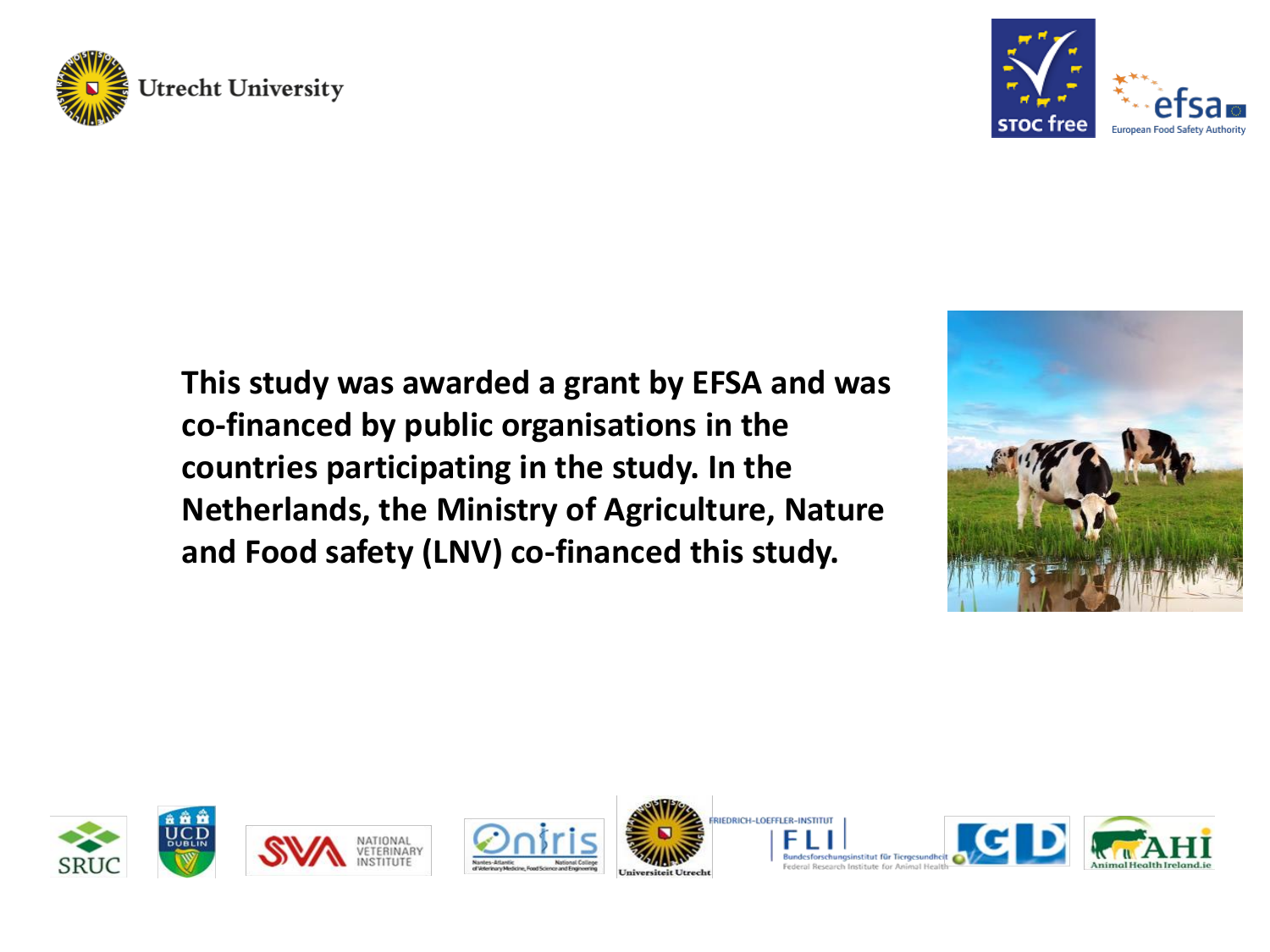**This study was awarded a grant by EFSA and was co-financed by public organisations in the countries participating in the study. In the Netherlands, the Ministry of Agriculture, Nature and Food safety (LNV) co-financed this study.**